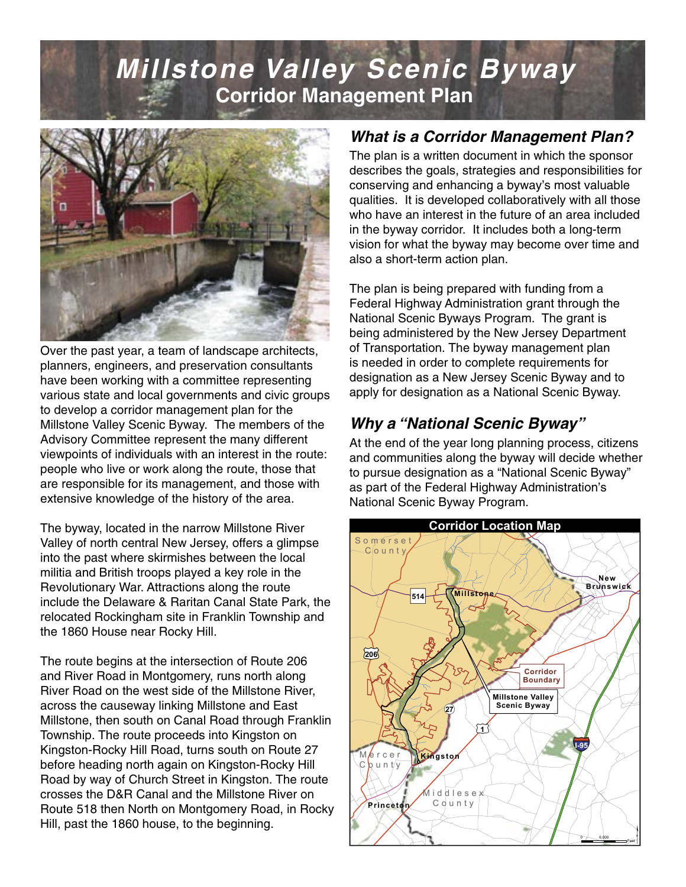# Millstone Valley Scenic Byway

## Corridor Management Plan

Over the past year, a team of landscape architects, planners, engineers, and preservation consultants have been working with a committee representing various state and local governments and civic groups to develop a corridor management plan for the Millstone Valley Scenic Byway. The members of the Advisory Committee represent the many different viewpoints of individuals with an interest in the route: people who live or work along the route, those that are responsible for its management, and those with extensive knowledge of the history of the area.

The byway, located in the narrow Millstone River Valley of north central New Jersey, offers a glimpse into the past where skirmishes between the local militia and British troops played a key role in the Revolutionary War. Attractions along the route include the Delaware & Raritan Canal State Park, the relocated Rockingham site in Franklin Township and the 1860 House near Rocky Hill.

The route begins at the intersection of Route 206 and River Road in Montgomery, runs north along River Road on the west side of the Millstone River, across the causeway linking Millstone and East Millstone, then south on Canal Road through Franklin Township. The route proceeds into Kingston on Kingston-Rocky Hill Road, turns south on Route 27 before heading north again on Kingston-Rocky Hill Road by way of Church Street in Kingston. The route crosses the D&R Canal and the Millstone River on Route 518 then North on Montgomery Road, in Rocky Hill, past the 1860 house, to the beginning.

### *What is a Corridor Management Plan?*

The plan is a written document in which the sponsor describes the goals, strategies and responsibilities for conserving and enhancing a byway's most valuable qualities. It is developed collaboratively with all those who have an interest in the future of an area included in the byway corridor. It includes both a long-term vision for what the byway may become over time and also a short-term action plan.

The plan is being prepared with funding from a Federal Highway Administration grant through the National Scenic Byways Program. The grant is being administered by the New Jersey Department of Transportation. The byway management plan is needed in order to complete requirements for designation as a New Jersey Scenic Byway and to apply for designation as a National Scenic Byway.

### *Why a "National Scenic Byway"*

At the end of the year long planning process, citizens and communities along the byway will decide whether to pursue designation as a "National Scenic Byway" as part of the Federal Highway Administration's National Scenic Byway Program.

**Corridor Location Map**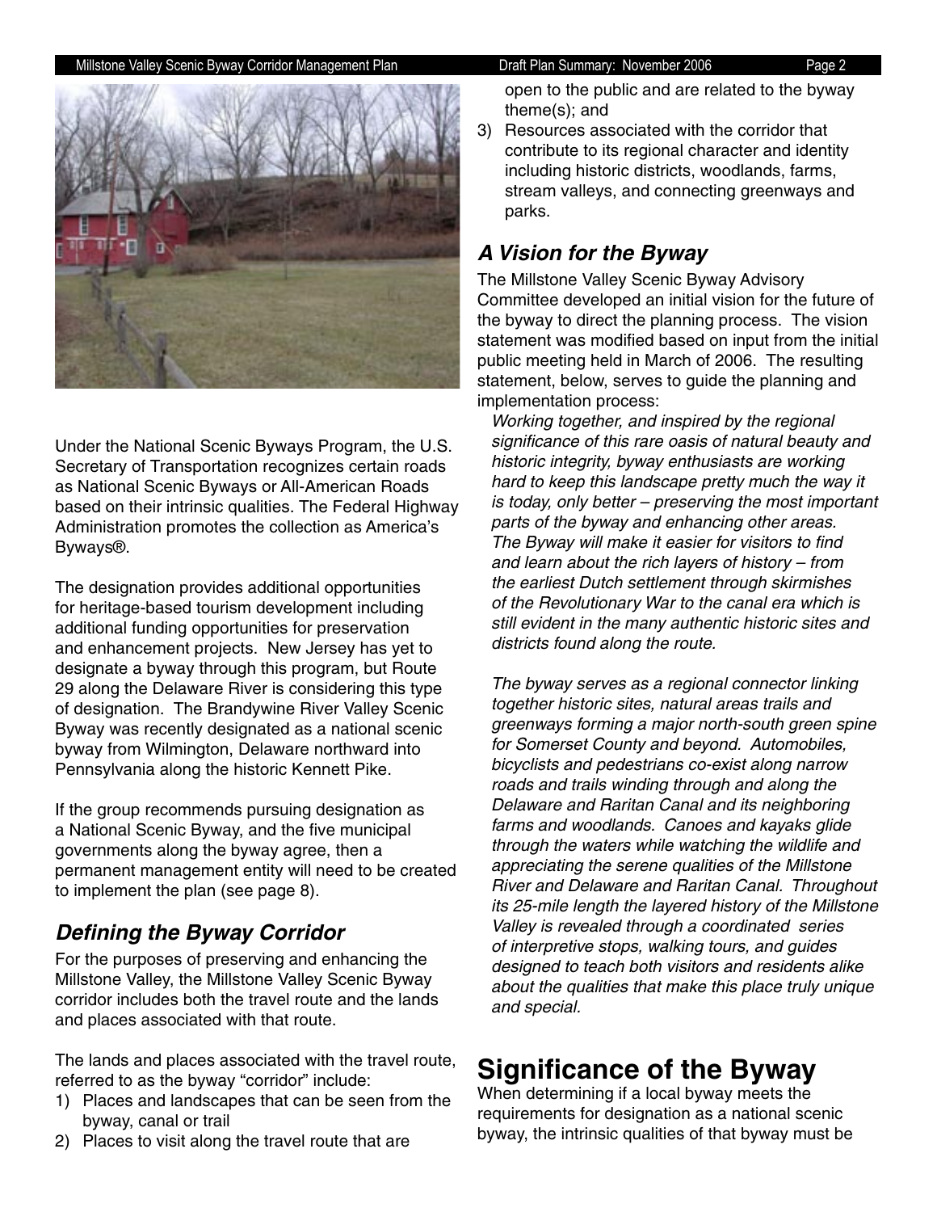Under the National Scenic Byways Program, the U.S. Secretary of Transportation recognizes certain roads as National Scenic Byways or All-American Roads based on their intrinsic qualities. The Federal Highway Administration promotes the collection as America's Byways®.

The designation provides additional opportunities for heritage-based tourism development including additional funding opportunities for preservation and enhancement projects. New Jersey has yet to designate a byway through this program, but Route 29 along the Delaware River is considering this type of designation. The Brandywine River Valley Scenic Byway was recently designated as a national scenic byway from Wilmington, Delaware northward into Pennsylvania along the historic Kennett Pike.

If the group recommends pursuing designation as a National Scenic Byway, and the five municipal governments along the byway agree, then a permanent management entity will need to be created to implement the plan (see page 8).

### *Defining the Byway Corridor*

For the purposes of preserving and enhancing the Millstone Valley, the Millstone Valley Scenic Byway corridor includes both the travel route and the lands and places associated with that route.

The lands and places associated with the travel route, referred to as the byway "corridor" include:

1) Places and landscapes that can be seen from the byway, canal or trail
2) Places to visit along the travel route that are open to the public and are related to the byway theme(s); and
3) Resources associated with the corridor that contribute to its regional character and identity including historic districts, woodlands, farms, stream valleys, and connecting greenways and parks.

### *A Vision for the Byway*

The Millstone Valley Scenic Byway Advisory Committee developed an initial vision for the future of the byway to direct the planning process. The vision statement was modified based on input from the initial public meeting held in March of 2006. The resulting statement, below, serves to guide the planning and implementation process:

*Working together, and inspired by the regional significance of this rare oasis of natural beauty and historic integrity, byway enthusiasts are working hard to keep this landscape pretty much the way it is today, only better – preserving the most important parts of the byway and enhancing other areas. The Byway will make it easier for visitors to find and learn about the rich layers of history – from the earliest Dutch settlement through skirmishes of the Revolutionary War to the canal era which is still evident in the many authentic historic sites and districts found along the route.*

*The byway serves as a regional connector linking together historic sites, natural areas trails and greenways forming a major north-south green spine for Somerset County and beyond. Automobiles, bicyclists and pedestrians co-exist along narrow roads and trails winding through and along the Delaware and Raritan Canal and its neighboring farms and woodlands. Canoes and kayaks glide through the waters while watching the wildlife and appreciating the serene qualities of the Millstone River and Delaware and Raritan Canal. Throughout its 25-mile length the layered history of the Millstone Valley is revealed through a coordinated series of interpretive stops, walking tours, and guides designed to teach both visitors and residents alike about the qualities that make this place truly unique and special.*

## Significance of the Byway

When determining if a local byway meets the requirements for designation as a national scenic byway, the intrinsic qualities of that byway must be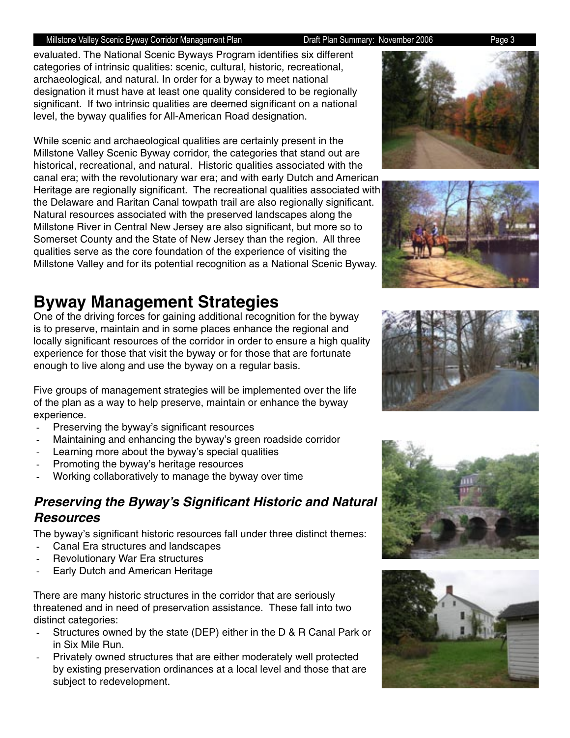evaluated. The National Scenic Byways Program identifies six different categories of intrinsic qualities: scenic, cultural, historic, recreational, archaeological, and natural. In order for a byway to meet national designation it must have at least one quality considered to be regionally significant. If two intrinsic qualities are deemed significant on a national level, the byway qualifies for All-American Road designation.

While scenic and archaeological qualities are certainly present in the Millstone Valley Scenic Byway corridor, the categories that stand out are historical, recreational, and natural. Historic qualities associated with the canal era; with the revolutionary war era; and with early Dutch and American Heritage are regionally significant. The recreational qualities associated with the Delaware and Raritan Canal towpath trail are also regionally significant. Natural resources associated with the preserved landscapes along the Millstone River in Central New Jersey are also significant, but more so to Somerset County and the State of New Jersey than the region. All three qualities serve as the core foundation of the experience of visiting the Millstone Valley and for its potential recognition as a National Scenic Byway.

# Byway Management Strategies

One of the driving forces for gaining additional recognition for the byway is to preserve, maintain and in some places enhance the regional and locally significant resources of the corridor in order to ensure a high quality experience for those that visit the byway or for those that are fortunate enough to live along and use the byway on a regular basis.

Five groups of management strategies will be implemented over the life of the plan as a way to help preserve, maintain or enhance the byway experience.

- Preserving the byway's significant resources
- Maintaining and enhancing the byway's green roadside corridor
- Learning more about the byway's special qualities
- Promoting the byway's heritage resources
- Working collaboratively to manage the byway over time

## *Preserving the Byway's Significant Historic and Natural Resources*

The byway's significant historic resources fall under three distinct themes:

- Canal Era structures and landscapes
- Revolutionary War Era structures
- Early Dutch and American Heritage

There are many historic structures in the corridor that are seriously threatened and in need of preservation assistance. These fall into two distinct categories:

- Structures owned by the state (DEP) either in the D & R Canal Park or in Six Mile Run.
- Privately owned structures that are either moderately well protected by existing preservation ordinances at a local level and those that are subject to redevelopment.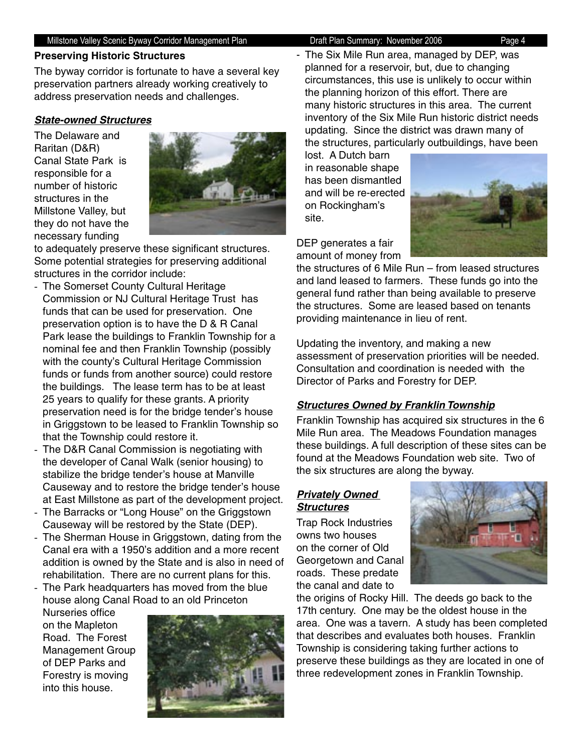## Preserving Historic Structures

The byway corridor is fortunate to have a several key preservation partners already working creatively to address preservation needs and challenges.

### ***State-owned Structures***

The Delaware and Raritan (D&R) Canal State Park is responsible for a number of historic structures in the Millstone Valley, but they do not have the necessary funding to adequately preserve these significant structures. Some potential strategies for preserving additional structures in the corridor include:

- The Somerset County Cultural Heritage Commission or NJ Cultural Heritage Trust has funds that can be used for preservation. One preservation option is to have the D & R Canal Park lease the buildings to Franklin Township for a nominal fee and then Franklin Township (possibly with the county's Cultural Heritage Commission funds or funds from another source) could restore the buildings. The lease term has to be at least 25 years to qualify for these grants. A priority preservation need is for the bridge tender's house in Griggstown to be leased to Franklin Township so that the Township could restore it.
- The D&R Canal Commission is negotiating with the developer of Canal Walk (senior housing) to stabilize the bridge tender's house at Manville Causeway and to restore the bridge tender's house at East Millstone as part of the development project.
- The Barracks or "Long House" on the Griggstown Causeway will be restored by the State (DEP).
- The Sherman House in Griggstown, dating from the Canal era with a 1950's addition and a more recent addition is owned by the State and is also in need of rehabilitation. There are no current plans for this.
- The Park headquarters has moved from the blue house along Canal Road to an old Princeton Nurseries office on the Mapleton Road. The Forest Management Group of DEP Parks and Forestry is moving into this house.
- The Six Mile Run area, managed by DEP, was planned for a reservoir, but, due to changing circumstances, this use is unlikely to occur within the planning horizon of this effort. There are many historic structures in this area. The current inventory of the Six Mile Run historic district needs updating. Since the district was drawn many of the structures, particularly outbuildings, have been lost. A Dutch barn in reasonable shape has been dismantled and will be re-erected on Rockingham's site.

DEP generates a fair amount of money from the structures of 6 Mile Run – from leased structures and land leased to farmers. These funds go into the general fund rather than being available to preserve the structures. Some are leased based on tenants providing maintenance in lieu of rent.

Updating the inventory, and making a new assessment of preservation priorities will be needed. Consultation and coordination is needed with the Director of Parks and Forestry for DEP.

### ***Structures Owned by Franklin Township***

Franklin Township has acquired six structures in the 6 Mile Run area. The Meadows Foundation manages these buildings. A full description of these sites can be found at the Meadows Foundation web site. Two of the six structures are along the byway.

### ***Privately Owned Structures***

Trap Rock Industries owns two houses on the corner of Old Georgetown and Canal roads. These predate the canal and date to the origins of Rocky Hill. The deeds go back to the 17th century. One may be the oldest house in the area. One was a tavern. A study has been completed that describes and evaluates both houses. Franklin Township is considering taking further actions to preserve these buildings as they are located in one of three redevelopment zones in Franklin Township.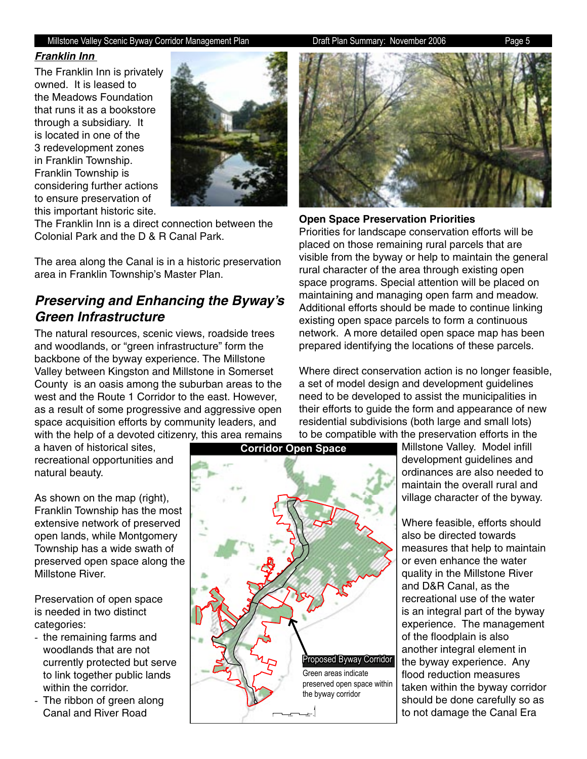***Franklin Inn***

The Franklin Inn is privately owned. It is leased to the Meadows Foundation that runs it as a bookstore through a subsidiary. It is located in one of the 3 redevelopment zones in Franklin Township. Franklin Township is considering further actions to ensure preservation of this important historic site. The Franklin Inn is a direct connection between the Colonial Park and the D & R Canal Park.

The area along the Canal is in a historic preservation area in Franklin Township's Master Plan.

## *Preserving and Enhancing the Byway's Green Infrastructure*

The natural resources, scenic views, roadside trees and woodlands, or "green infrastructure" form the backbone of the byway experience. The Millstone Valley between Kingston and Millstone in Somerset County is an oasis among the suburban areas to the west and the Route 1 Corridor to the east. However, as a result of some progressive and aggressive open space acquisition efforts by community leaders, and with the help of a devoted citizenry, this area remains a haven of historical sites, recreational opportunities and natural beauty.

As shown on the map (right), Franklin Township has the most extensive network of preserved open lands, while Montgomery Township has a wide swath of preserved open space along the Millstone River.

Preservation of open space is needed in two distinct categories:

- the remaining farms and woodlands that are not currently protected but serve to link together public lands within the corridor.
- The ribbon of green along Canal and River Road

**Corridor Open Space**

Proposed Byway Corridor

Green areas indicate preserved open space within the byway corridor

**Open Space Preservation Priorities**

Priorities for landscape conservation efforts will be placed on those remaining rural parcels that are visible from the byway or help to maintain the general rural character of the area through existing open space programs. Special attention will be placed on maintaining and managing open farm and meadow. Additional efforts should be made to continue linking existing open space parcels to form a continuous network. A more detailed open space map has been prepared identifying the locations of these parcels.

Where direct conservation action is no longer feasible, a set of model design and development guidelines need to be developed to assist the municipalities in their efforts to guide the form and appearance of new residential subdivisions (both large and small lots) to be compatible with the preservation efforts in the Millstone Valley. Model infill development guidelines and ordinances are also needed to maintain the overall rural and village character of the byway.

Where feasible, efforts should also be directed towards measures that help to maintain or even enhance the water quality in the Millstone River and D&R Canal, as the recreational use of the water is an integral part of the byway experience. The management of the floodplain is also another integral element in the byway experience. Any flood reduction measures taken within the byway corridor should be done carefully so as to not damage the Canal Era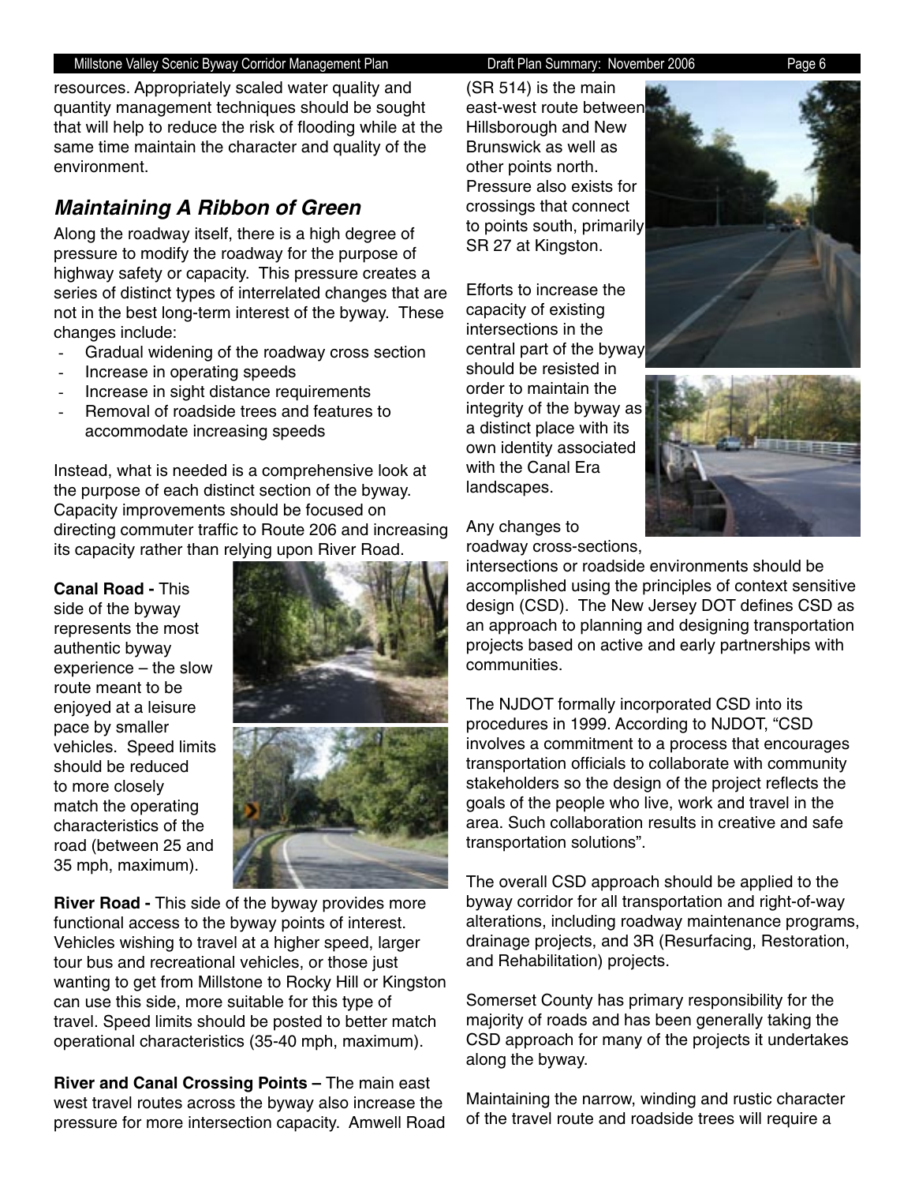resources. Appropriately scaled water quality and quantity management techniques should be sought that will help to reduce the risk of flooding while at the same time maintain the character and quality of the environment.

## *Maintaining A Ribbon of Green*

Along the roadway itself, there is a high degree of pressure to modify the roadway for the purpose of highway safety or capacity. This pressure creates a series of distinct types of interrelated changes that are not in the best long-term interest of the byway. These changes include:

- Gradual widening of the roadway cross section
- Increase in operating speeds
- Increase in sight distance requirements
- Removal of roadside trees and features to accommodate increasing speeds

Instead, what is needed is a comprehensive look at the purpose of each distinct section of the byway. Capacity improvements should be focused on directing commuter traffic to Route 206 and increasing its capacity rather than relying upon River Road.

**Canal Road -** This side of the byway represents the most authentic byway experience – the slow route meant to be enjoyed at a leisure pace by smaller vehicles. Speed limits should be reduced to more closely match the operating characteristics of the road (between 25 and 35 mph, maximum).

**River Road -** This side of the byway provides more functional access to the byway points of interest. Vehicles wishing to travel at a higher speed, larger tour bus and recreational vehicles, or those just wanting to get from Millstone to Rocky Hill or Kingston can use this side, more suitable for this type of travel. Speed limits should be posted to better match operational characteristics (35-40 mph, maximum).

**River and Canal Crossing Points –** The main east west travel routes across the byway also increase the pressure for more intersection capacity. Amwell Road (SR 514) is the main east-west route between Hillsborough and New Brunswick as well as other points north. Pressure also exists for crossings that connect to points south, primarily SR 27 at Kingston.

Efforts to increase the capacity of existing intersections in the central part of the byway should be resisted in order to maintain the integrity of the byway as a distinct place with its own identity associated with the Canal Era landscapes.

Any changes to roadway cross-sections, intersections or roadside environments should be accomplished using the principles of context sensitive design (CSD). The New Jersey DOT defines CSD as an approach to planning and designing transportation projects based on active and early partnerships with communities.

The NJDOT formally incorporated CSD into its procedures in 1999. According to NJDOT, "CSD involves a commitment to a process that encourages transportation officials to collaborate with community stakeholders so the design of the project reflects the goals of the people who live, work and travel in the area. Such collaboration results in creative and safe transportation solutions".

The overall CSD approach should be applied to the byway corridor for all transportation and right-of-way alterations, including roadway maintenance programs, drainage projects, and 3R (Resurfacing, Restoration, and Rehabilitation) projects.

Somerset County has primary responsibility for the majority of roads and has been generally taking the CSD approach for many of the projects it undertakes along the byway.

Maintaining the narrow, winding and rustic character of the travel route and roadside trees will require a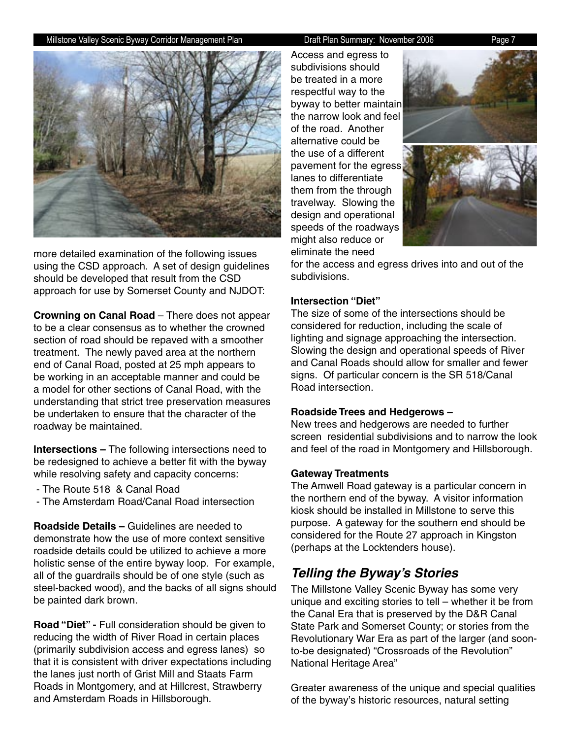more detailed examination of the following issues using the CSD approach. A set of design guidelines should be developed that result from the CSD approach for use by Somerset County and NJDOT:

**Crowning on Canal Road** – There does not appear to be a clear consensus as to whether the crowned section of road should be repaved with a smoother treatment. The newly paved area at the northern end of Canal Road, posted at 25 mph appears to be working in an acceptable manner and could be a model for other sections of Canal Road, with the understanding that strict tree preservation measures be undertaken to ensure that the character of the roadway be maintained.

**Intersections –** The following intersections need to be redesigned to achieve a better fit with the byway while resolving safety and capacity concerns:

- The Route 518 & Canal Road
- The Amsterdam Road/Canal Road intersection

**Roadside Details –** Guidelines are needed to demonstrate how the use of more context sensitive roadside details could be utilized to achieve a more holistic sense of the entire byway loop. For example, all of the guardrails should be of one style (such as steel-backed wood), and the backs of all signs should be painted dark brown.

**Road "Diet" -** Full consideration should be given to reducing the width of River Road in certain places (primarily subdivision access and egress lanes) so that it is consistent with driver expectations including the lanes just north of Grist Mill and Staats Farm Roads in Montgomery, and at Hillcrest, Strawberry and Amsterdam Roads in Hillsborough.

Access and egress to subdivisions should be treated in a more respectful way to the byway to better maintain the narrow look and feel of the road. Another alternative could be the use of a different pavement for the egress lanes to differentiate them from the through travelway. Slowing the design and operational speeds of the roadways might also reduce or eliminate the need for the access and egress drives into and out of the subdivisions.

**Intersection "Diet"**

The size of some of the intersections should be considered for reduction, including the scale of lighting and signage approaching the intersection. Slowing the design and operational speeds of River and Canal Roads should allow for smaller and fewer signs. Of particular concern is the SR 518/Canal Road intersection.

**Roadside Trees and Hedgerows –**

New trees and hedgerows are needed to further screen residential subdivisions and to narrow the look and feel of the road in Montgomery and Hillsborough.

**Gateway Treatments**

The Amwell Road gateway is a particular concern in the northern end of the byway. A visitor information kiosk should be installed in Millstone to serve this purpose. A gateway for the southern end should be considered for the Route 27 approach in Kingston (perhaps at the Locktenders house).

## *Telling the Byway's Stories*

The Millstone Valley Scenic Byway has some very unique and exciting stories to tell – whether it be from the Canal Era that is preserved by the D&R Canal State Park and Somerset County; or stories from the Revolutionary War Era as part of the larger (and soon-to-be designated) "Crossroads of the Revolution" National Heritage Area"

Greater awareness of the unique and special qualities of the byway's historic resources, natural setting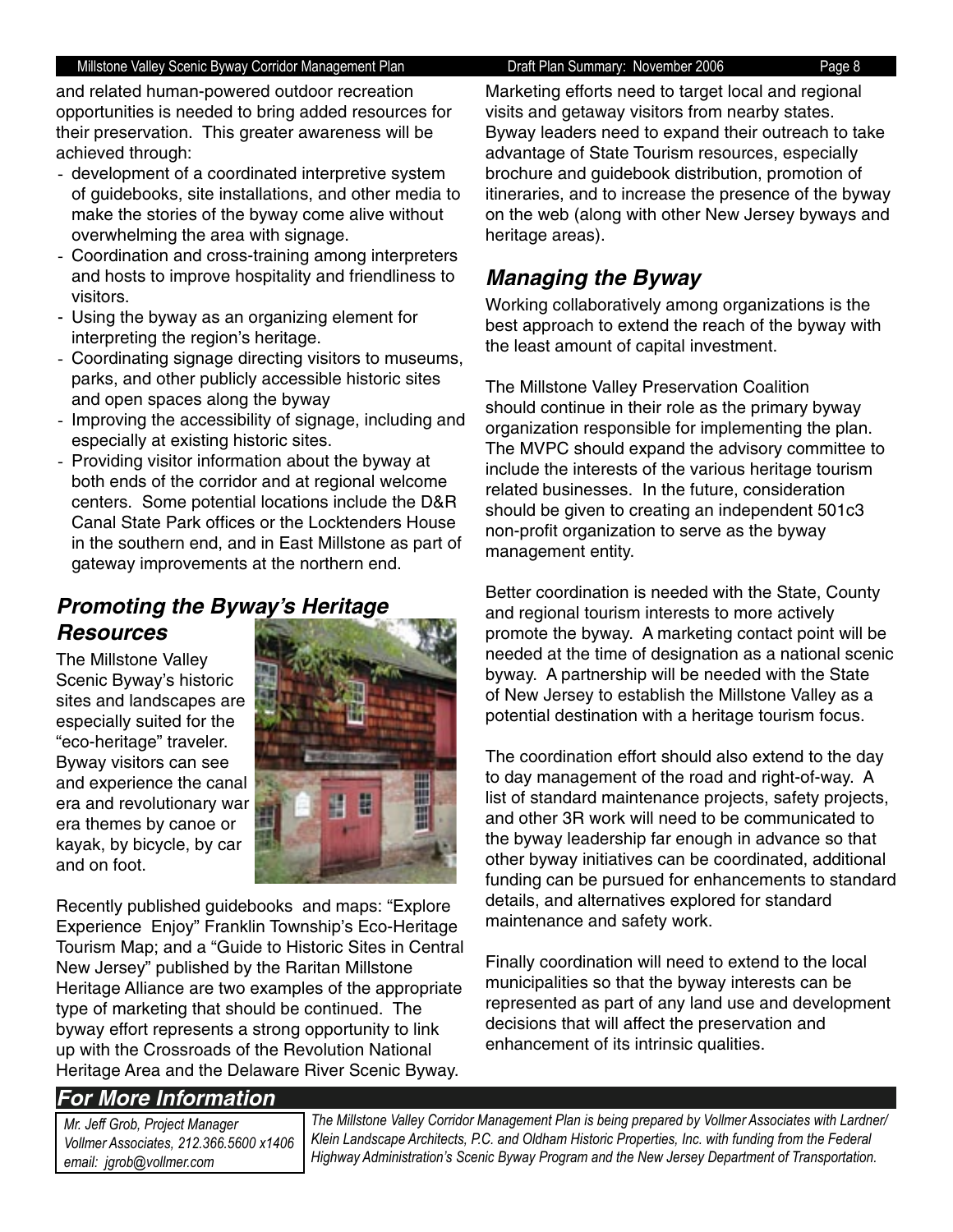and related human-powered outdoor recreation opportunities is needed to bring added resources for their preservation. This greater awareness will be achieved through:

- development of a coordinated interpretive system of guidebooks, site installations, and other media to make the stories of the byway come alive without overwhelming the area with signage.
- Coordination and cross-training among interpreters and hosts to improve hospitality and friendliness to visitors.
- Using the byway as an organizing element for interpreting the region's heritage.
- Coordinating signage directing visitors to museums, parks, and other publicly accessible historic sites and open spaces along the byway
- Improving the accessibility of signage, including and especially at existing historic sites.
- Providing visitor information about the byway at both ends of the corridor and at regional welcome centers. Some potential locations include the D&R Canal State Park offices or the Locktenders House in the southern end, and in East Millstone as part of gateway improvements at the northern end.

## *Promoting the Byway's Heritage Resources*

The Millstone Valley Scenic Byway's historic sites and landscapes are especially suited for the "eco-heritage" traveler. Byway visitors can see and experience the canal era and revolutionary war era themes by canoe or kayak, by bicycle, by car and on foot.

Recently published guidebooks and maps: "Explore Experience Enjoy" Franklin Township's Eco-Heritage Tourism Map; and a "Guide to Historic Sites in Central New Jersey" published by the Raritan Millstone Heritage Alliance are two examples of the appropriate type of marketing that should be continued. The byway effort represents a strong opportunity to link up with the Crossroads of the Revolution National Heritage Area and the Delaware River Scenic Byway.

Marketing efforts need to target local and regional visits and getaway visitors from nearby states. Byway leaders need to expand their outreach to take advantage of State Tourism resources, especially brochure and guidebook distribution, promotion of itineraries, and to increase the presence of the byway on the web (along with other New Jersey byways and heritage areas).

## *Managing the Byway*

Working collaboratively among organizations is the best approach to extend the reach of the byway with the least amount of capital investment.

The Millstone Valley Preservation Coalition should continue in their role as the primary byway organization responsible for implementing the plan. The MVPC should expand the advisory committee to include the interests of the various heritage tourism related businesses. In the future, consideration should be given to creating an independent 501c3 non-profit organization to serve as the byway management entity.

Better coordination is needed with the State, County and regional tourism interests to more actively promote the byway. A marketing contact point will be needed at the time of designation as a national scenic byway. A partnership will be needed with the State of New Jersey to establish the Millstone Valley as a potential destination with a heritage tourism focus.

The coordination effort should also extend to the day to day management of the road and right-of-way. A list of standard maintenance projects, safety projects, and other 3R work will need to be communicated to the byway leadership far enough in advance so that other byway initiatives can be coordinated, additional funding can be pursued for enhancements to standard details, and alternatives explored for standard maintenance and safety work.

Finally coordination will need to extend to the local municipalities so that the byway interests can be represented as part of any land use and development decisions that will affect the preservation and enhancement of its intrinsic qualities.

## *For More Information*

*Mr. Jeff Grob, Project Manager*
*Vollmer Associates, 212.366.5600 x1406*
*email: jgrob@vollmer.com*

*The Millstone Valley Corridor Management Plan is being prepared by Vollmer Associates with Lardner/Klein Landscape Architects, P.C. and Oldham Historic Properties, Inc. with funding from the Federal Highway Administration's Scenic Byway Program and the New Jersey Department of Transportation.*